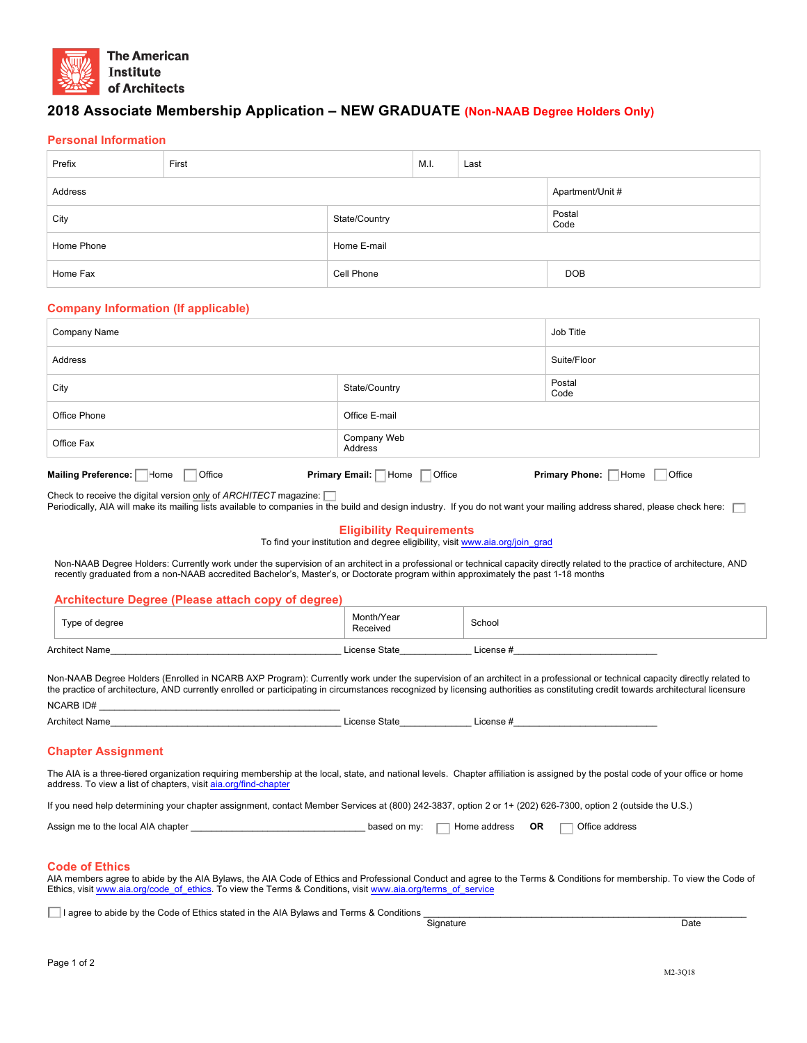The American Institute of Architects

# 2018 Associate Membership Application – NEW GRADUATE (Non-NAAB Degree Holders Only)

## Personal Information

| Prefix | First | M.I. | Last |
|---|---|---|---|
| Address | | | Apartment/Unit # |
| City | State/Country | | Postal Code |
| Home Phone | Home E-mail | | |
| Home Fax | Cell Phone | | DOB |

## Company Information (If applicable)

| Company Name | | Job Title |
|---|---|---|
| Address | | Suite/Floor |
| City | State/Country | Postal Code |
| Office Phone | Office E-mail | |
| Office Fax | Company Web Address | |

**Mailing Preference:** ☐ Home ☐ Office **Primary Email:** ☐ Home ☐ Office **Primary Phone:** ☐ Home ☐ Office

Check to receive the digital version only of *ARCHITECT* magazine: ☐

Periodically, AIA will make its mailing lists available to companies in the build and design industry. If you do not want your mailing address shared, please check here: ☐

## Eligibility Requirements

To find your institution and degree eligibility, visit www.aia.org/join_grad

Non-NAAB Degree Holders: Currently work under the supervision of an architect in a professional or technical capacity directly related to the practice of architecture, AND recently graduated from a non-NAAB accredited Bachelor's, Master's, or Doctorate program within approximately the past 1-18 months

## Architecture Degree (Please attach copy of degree)

| Type of degree | Month/Year Received | School |
|---|---|---|
| | | |

Architect Name_____________________________________________ License State_____________ License #___________________________

Non-NAAB Degree Holders (Enrolled in NCARB AXP Program): Currently work under the supervision of an architect in a professional or technical capacity directly related to the practice of architecture, AND currently enrolled or participating in circumstances recognized by licensing authorities as constituting credit towards architectural licensure

NCARB ID# _____________________________________________

Architect Name_____________________________________________ License State_____________ License #___________________________

## Chapter Assignment

The AIA is a three-tiered organization requiring membership at the local, state, and national levels. Chapter affiliation is assigned by the postal code of your office or home address. To view a list of chapters, visit aia.org/find-chapter

If you need help determining your chapter assignment, contact Member Services at (800) 242-3837, option 2 or 1+ (202) 626-7300, option 2 (outside the U.S.)

Assign me to the local AIA chapter _________________________________ based on my: ☐ Home address **OR** ☐ Office address

## Code of Ethics

AIA members agree to abide by the AIA Bylaws, the AIA Code of Ethics and Professional Conduct and agree to the Terms & Conditions for membership. To view the Code of Ethics, visit www.aia.org/code_of_ethics. To view the Terms & Conditions, visit www.aia.org/terms_of_service

☐ I agree to abide by the Code of Ethics stated in the AIA Bylaws and Terms & Conditions ______________________________________________

Signature Date

M2-3Q18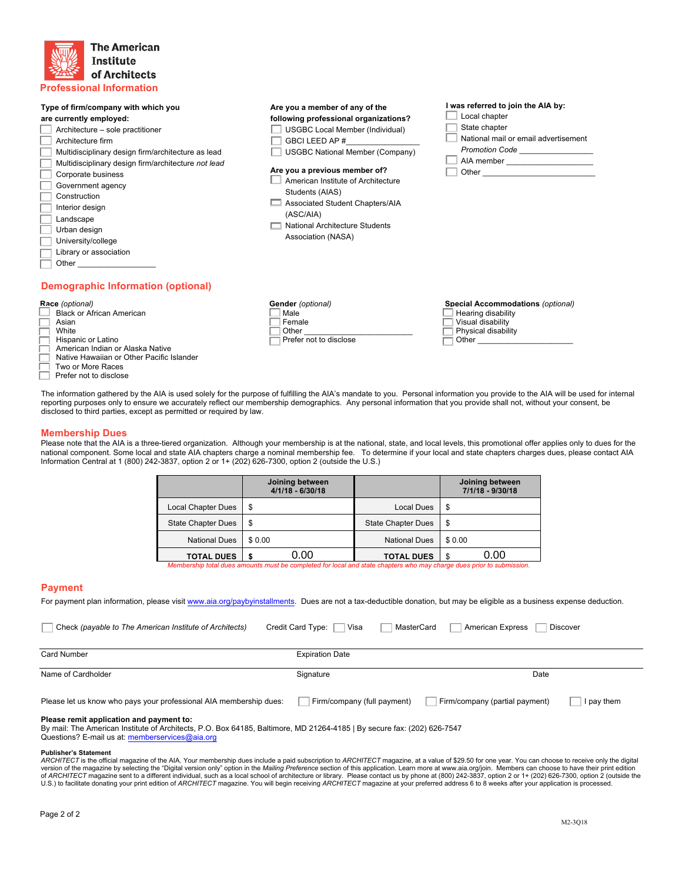The American Institute of Architects

## Professional Information

**Type of firm/company with which you are currently employed:**

- ☐ Architecture – sole practitioner
- ☐ Architecture firm
- ☐ Multidisciplinary design firm/architecture as lead
- ☐ Multidisciplinary design firm/architecture *not lead*
- ☐ Corporate business
- ☐ Government agency
- ☐ Construction
- ☐ Interior design
- ☐ Landscape
- ☐ Urban design
- ☐ University/college
- ☐ Library or association
- ☐ Other ________________

**Are you a member of any of the following professional organizations?**

- ☐ USGBC Local Member (Individual)
- ☐ GBCI LEED AP #________________
- ☐ USGBC National Member (Company)

**Are you a previous member of?**

- ☐ American Institute of Architecture Students (AIAS)
- ☐ Associated Student Chapters/AIA (ASC/AIA)
- ☐ National Architecture Students Association (NASA)

**I was referred to join the AIA by:**

- ☐ Local chapter
- ☐ State chapter
- ☐ National mail or email advertisement
  *Promotion Code* ________________
- ☐ AIA member ________________
- ☐ Other ________________________

## Demographic Information (optional)

**Race** *(optional)*

- ☐ Black or African American
- ☐ Asian
- ☐ White
- ☐ Hispanic or Latino
- ☐ American Indian or Alaska Native
- ☐ Native Hawaiian or Other Pacific Islander
- ☐ Two or More Races
- ☐ Prefer not to disclose

**Gender** *(optional)*

- ☐ Male
- ☐ Female
- ☐ Other ________________________
- ☐ Prefer not to disclose

**Special Accommodations** *(optional)*

- ☐ Hearing disability
- ☐ Visual disability
- ☐ Physical disability
- ☐ Other ____________________

The information gathered by the AIA is used solely for the purpose of fulfilling the AIA's mandate to you. Personal information you provide to the AIA will be used for internal reporting purposes only to ensure we accurately reflect our membership demographics. Any personal information that you provide shall not, without your consent, be disclosed to third parties, except as permitted or required by law.

## Membership Dues

Please note that the AIA is a three-tiered organization. Although your membership is at the national, state, and local levels, this promotional offer applies only to dues for the national component. Some local and state AIA chapters charge a nominal membership fee. To determine if your local and state chapters charges dues, please contact AIA Information Central at 1 (800) 242-3837, option 2 or 1+ (202) 626-7300, option 2 (outside the U.S.)

| | Joining between 4/1/18 - 6/30/18 | | Joining between 7/1/18 - 9/30/18 |
|---|---|---|---|
| Local Chapter Dues | $ | Local Dues | $ |
| State Chapter Dues | $ | State Chapter Dues | $ |
| National Dues | $ 0.00 | National Dues | $ 0.00 |
| **TOTAL DUES** | **$** 0.00 | **TOTAL DUES** | $ 0.00 |

*Membership total dues amounts must be completed for local and state chapters who may charge dues prior to submission.*

## Payment

For payment plan information, please visit www.aia.org/paybyinstallments. Dues are not a tax-deductible donation, but may be eligible as a business expense deduction.

☐ Check *(payable to The American Institute of Architects)*    Credit Card Type: ☐ Visa ☐ MasterCard ☐ American Express ☐ Discover

Card Number ____________________ Expiration Date ____________________

Name of Cardholder ____________________ Signature ____________________ Date ____________

Please let us know who pays your professional AIA membership dues: ☐ Firm/company (full payment) ☐ Firm/company (partial payment) ☐ I pay them

**Please remit application and payment to:**
By mail: The American Institute of Architects, P.O. Box 64185, Baltimore, MD 21264-4185 | By secure fax: (202) 626-7547
Questions? E-mail us at: memberservices@aia.org

**Publisher's Statement**
*ARCHITECT* is the official magazine of the AIA. Your membership dues include a paid subscription to *ARCHITECT* magazine, at a value of $29.50 for one year. You can choose to receive only the digital version of the magazine by selecting the "Digital version only" option in the *Mailing Preference* section of this application. Learn more at www.aia.org/join. Members can choose to have their print edition of *ARCHITECT* magazine sent to a different individual, such as a local school of architecture or library. Please contact us by phone at (800) 242-3837, option 2 or 1+ (202) 626-7300, option 2 (outside the U.S.) to facilitate donating your print edition of *ARCHITECT* magazine. You will begin receiving *ARCHITECT* magazine at your preferred address 6 to 8 weeks after your application is processed.

M2-3Q18